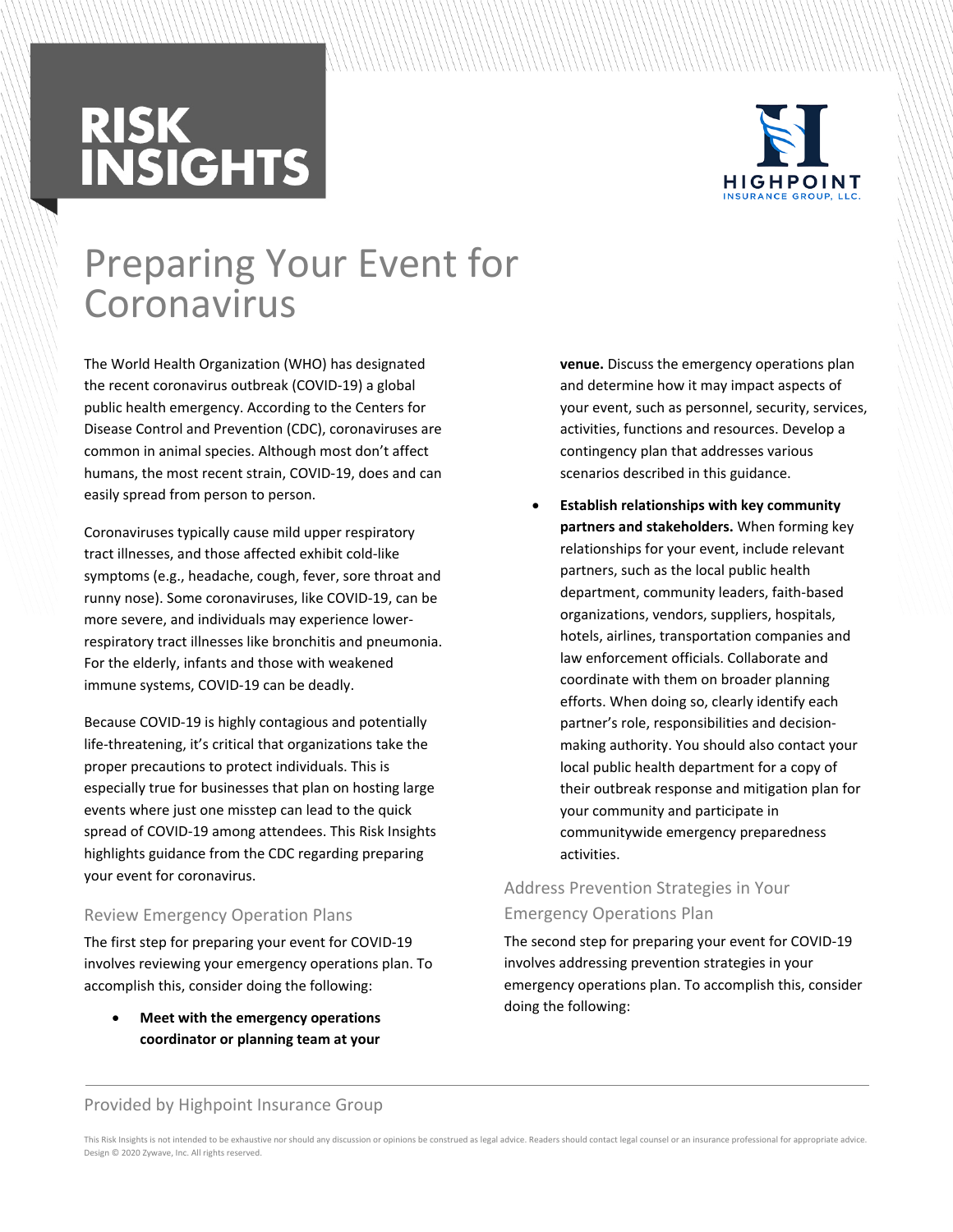RISK INSIGHTS

HIGHPOINT INSURANCE GROUP, LLC.

# Preparing Your Event for Coronavirus

The World Health Organization (WHO) has designated the recent coronavirus outbreak (COVID-19) a global public health emergency. According to the Centers for Disease Control and Prevention (CDC), coronaviruses are common in animal species. Although most don't affect humans, the most recent strain, COVID-19, does and can easily spread from person to person.

Coronaviruses typically cause mild upper respiratory tract illnesses, and those affected exhibit cold-like symptoms (e.g., headache, cough, fever, sore throat and runny nose). Some coronaviruses, like COVID-19, can be more severe, and individuals may experience lower-respiratory tract illnesses like bronchitis and pneumonia. For the elderly, infants and those with weakened immune systems, COVID-19 can be deadly.

Because COVID-19 is highly contagious and potentially life-threatening, it's critical that organizations take the proper precautions to protect individuals. This is especially true for businesses that plan on hosting large events where just one misstep can lead to the quick spread of COVID-19 among attendees. This Risk Insights highlights guidance from the CDC regarding preparing your event for coronavirus.

## Review Emergency Operation Plans

The first step for preparing your event for COVID-19 involves reviewing your emergency operations plan. To accomplish this, consider doing the following:

- **Meet with the emergency operations coordinator or planning team at your venue.** Discuss the emergency operations plan and determine how it may impact aspects of your event, such as personnel, security, services, activities, functions and resources. Develop a contingency plan that addresses various scenarios described in this guidance.
- **Establish relationships with key community partners and stakeholders.** When forming key relationships for your event, include relevant partners, such as the local public health department, community leaders, faith-based organizations, vendors, suppliers, hospitals, hotels, airlines, transportation companies and law enforcement officials. Collaborate and coordinate with them on broader planning efforts. When doing so, clearly identify each partner's role, responsibilities and decision-making authority. You should also contact your local public health department for a copy of their outbreak response and mitigation plan for your community and participate in communitywide emergency preparedness activities.

## Address Prevention Strategies in Your Emergency Operations Plan

The second step for preparing your event for COVID-19 involves addressing prevention strategies in your emergency operations plan. To accomplish this, consider doing the following:

Provided by Highpoint Insurance Group

This Risk Insights is not intended to be exhaustive nor should any discussion or opinions be construed as legal advice. Readers should contact legal counsel or an insurance professional for appropriate advice. Design © 2020 Zywave, Inc. All rights reserved.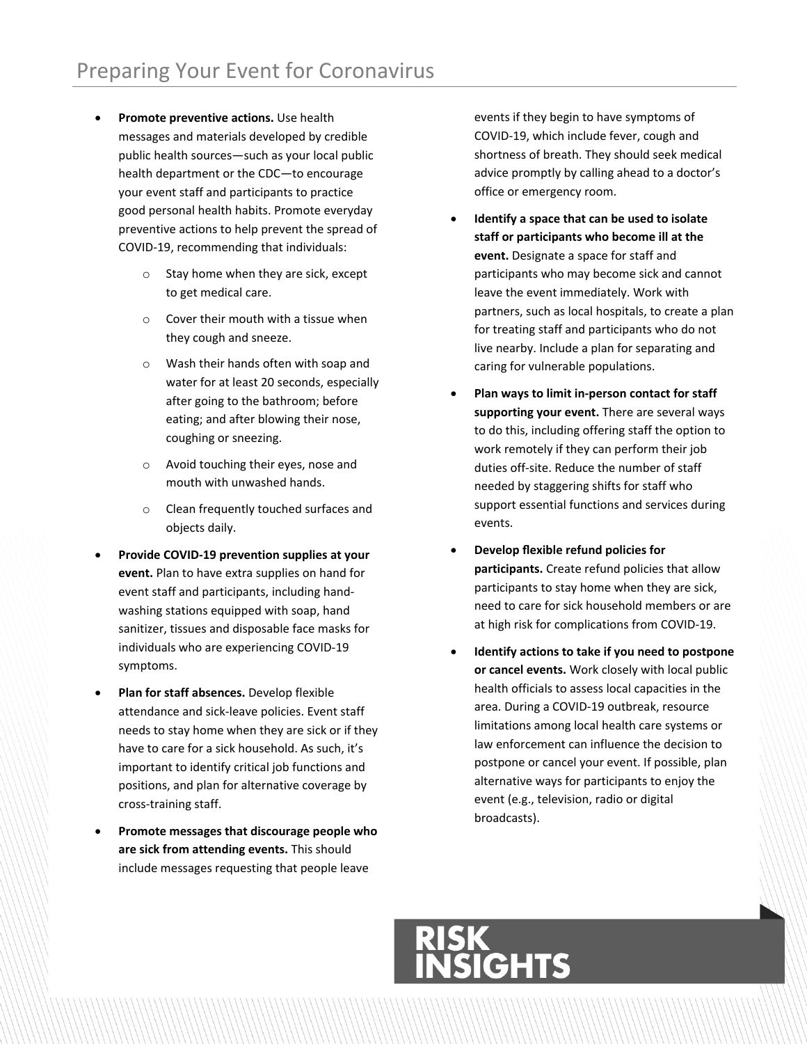- **Promote preventive actions.** Use health messages and materials developed by credible public health sources—such as your local public health department or the CDC—to encourage your event staff and participants to practice good personal health habits. Promote everyday preventive actions to help prevent the spread of COVID-19, recommending that individuals:
    - Stay home when they are sick, except to get medical care.
    - Cover their mouth with a tissue when they cough and sneeze.
    - Wash their hands often with soap and water for at least 20 seconds, especially after going to the bathroom; before eating; and after blowing their nose, coughing or sneezing.
    - Avoid touching their eyes, nose and mouth with unwashed hands.
    - Clean frequently touched surfaces and objects daily.
- **Provide COVID-19 prevention supplies at your event.** Plan to have extra supplies on hand for event staff and participants, including hand-washing stations equipped with soap, hand sanitizer, tissues and disposable face masks for individuals who are experiencing COVID-19 symptoms.
- **Plan for staff absences.** Develop flexible attendance and sick-leave policies. Event staff needs to stay home when they are sick or if they have to care for a sick household. As such, it's important to identify critical job functions and positions, and plan for alternative coverage by cross-training staff.
- **Promote messages that discourage people who are sick from attending events.** This should include messages requesting that people leave events if they begin to have symptoms of COVID-19, which include fever, cough and shortness of breath. They should seek medical advice promptly by calling ahead to a doctor's office or emergency room.
- **Identify a space that can be used to isolate staff or participants who become ill at the event.** Designate a space for staff and participants who may become sick and cannot leave the event immediately. Work with partners, such as local hospitals, to create a plan for treating staff and participants who do not live nearby. Include a plan for separating and caring for vulnerable populations.
- **Plan ways to limit in-person contact for staff supporting your event.** There are several ways to do this, including offering staff the option to work remotely if they can perform their job duties off-site. Reduce the number of staff needed by staggering shifts for staff who support essential functions and services during events.
- **Develop flexible refund policies for participants.** Create refund policies that allow participants to stay home when they are sick, need to care for sick household members or are at high risk for complications from COVID-19.
- **Identify actions to take if you need to postpone or cancel events.** Work closely with local public health officials to assess local capacities in the area. During a COVID-19 outbreak, resource limitations among local health care systems or law enforcement can influence the decision to postpone or cancel your event. If possible, plan alternative ways for participants to enjoy the event (e.g., television, radio or digital broadcasts).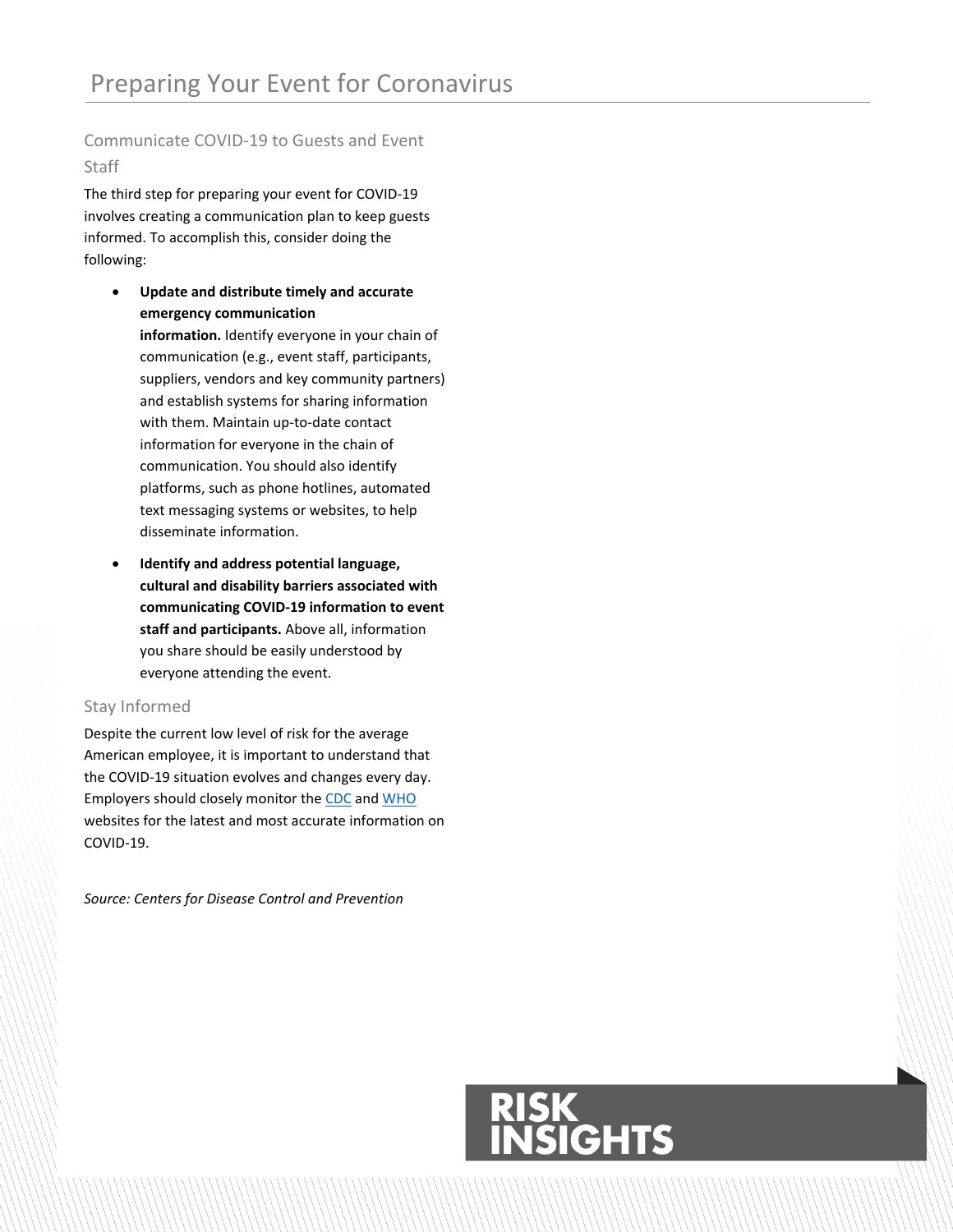## Communicate COVID-19 to Guests and Event Staff

The third step for preparing your event for COVID-19 involves creating a communication plan to keep guests informed. To accomplish this, consider doing the following:

- **Update and distribute timely and accurate emergency communication information.** Identify everyone in your chain of communication (e.g., event staff, participants, suppliers, vendors and key community partners) and establish systems for sharing information with them. Maintain up-to-date contact information for everyone in the chain of communication. You should also identify platforms, such as phone hotlines, automated text messaging systems or websites, to help disseminate information.
- **Identify and address potential language, cultural and disability barriers associated with communicating COVID-19 information to event staff and participants.** Above all, information you share should be easily understood by everyone attending the event.

## Stay Informed

Despite the current low level of risk for the average American employee, it is important to understand that the COVID-19 situation evolves and changes every day. Employers should closely monitor the CDC and WHO websites for the latest and most accurate information on COVID-19.

*Source: Centers for Disease Control and Prevention*